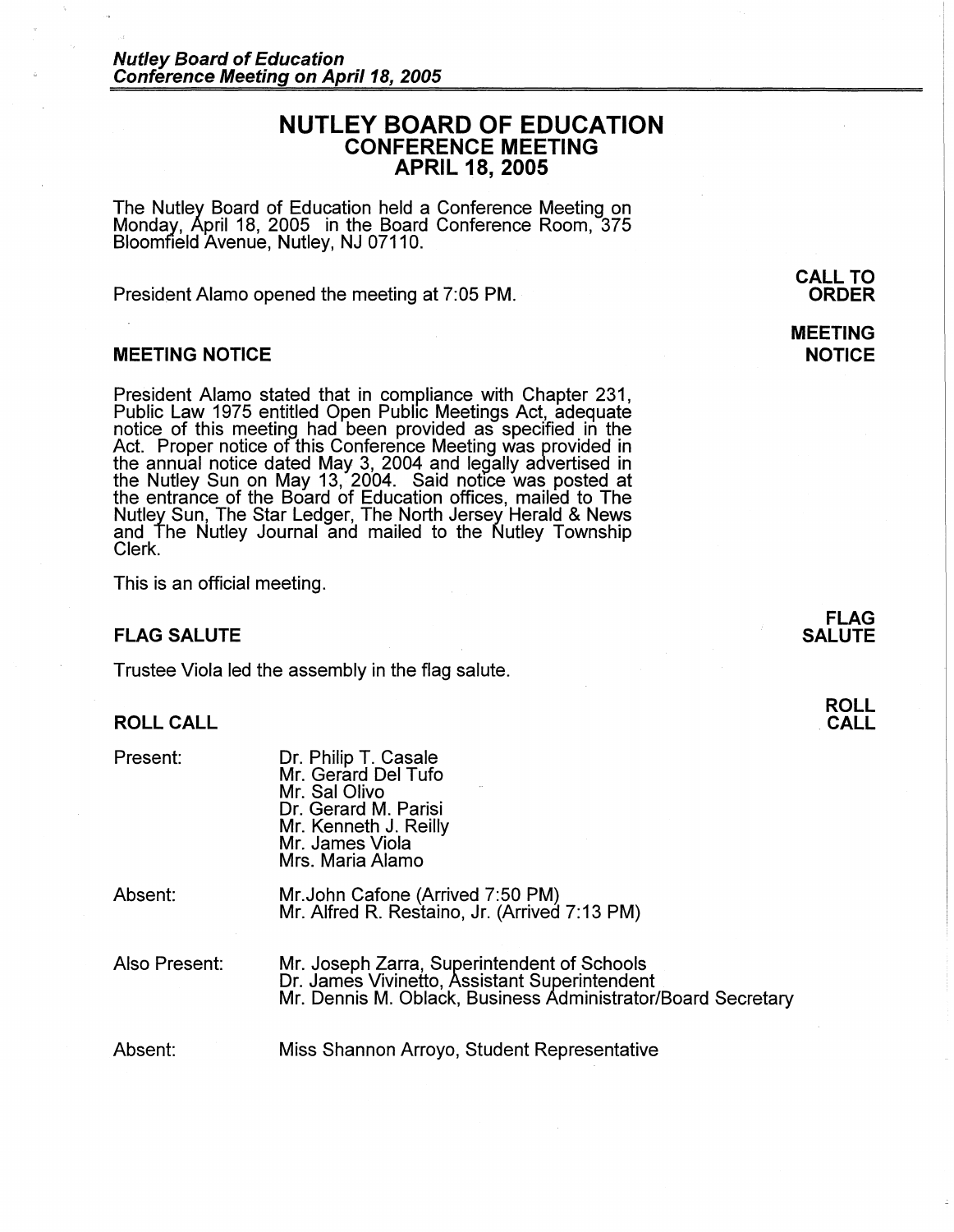# NUTLEY BOARD OF EDUCATION
## CONFERENCE MEETING
## APRIL 18, 2005

The Nutley Board of Education held a Conference Meeting on Monday, April 18, 2005 in the Board Conference Room, 375 Bloomfield Avenue, Nutley, NJ 07110.

**CALL TO ORDER**

President Alamo opened the meeting at 7:05 PM.

**MEETING NOTICE**

### MEETING NOTICE

President Alamo stated that in compliance with Chapter 231, Public Law 1975 entitled Open Public Meetings Act, adequate notice of this meeting had been provided as specified in the Act. Proper notice of this Conference Meeting was provided in the annual notice dated May 3, 2004 and legally advertised in the Nutley Sun on May 13, 2004. Said notice was posted at the entrance of the Board of Education offices, mailed to The Nutley Sun, The Star Ledger, The North Jersey Herald & News and The Nutley Journal and mailed to the Nutley Township Clerk.

This is an official meeting.

**FLAG SALUTE**

### FLAG SALUTE

Trustee Viola led the assembly in the flag salute.

**ROLL CALL**

### ROLL CALL

Present:
- Dr. Philip T. Casale
- Mr. Gerard Del Tufo
- Mr. Sal Olivo
- Dr. Gerard M. Parisi
- Mr. Kenneth J. Reilly
- Mr. James Viola
- Mrs. Maria Alamo

Absent:
- Mr.John Cafone (Arrived 7:50 PM)
- Mr. Alfred R. Restaino, Jr. (Arrived 7:13 PM)

Also Present:
- Mr. Joseph Zarra, Superintendent of Schools
- Dr. James Vivinetto, Assistant Superintendent
- Mr. Dennis M. Oblack, Business Administrator/Board Secretary

Absent:
- Miss Shannon Arroyo, Student Representative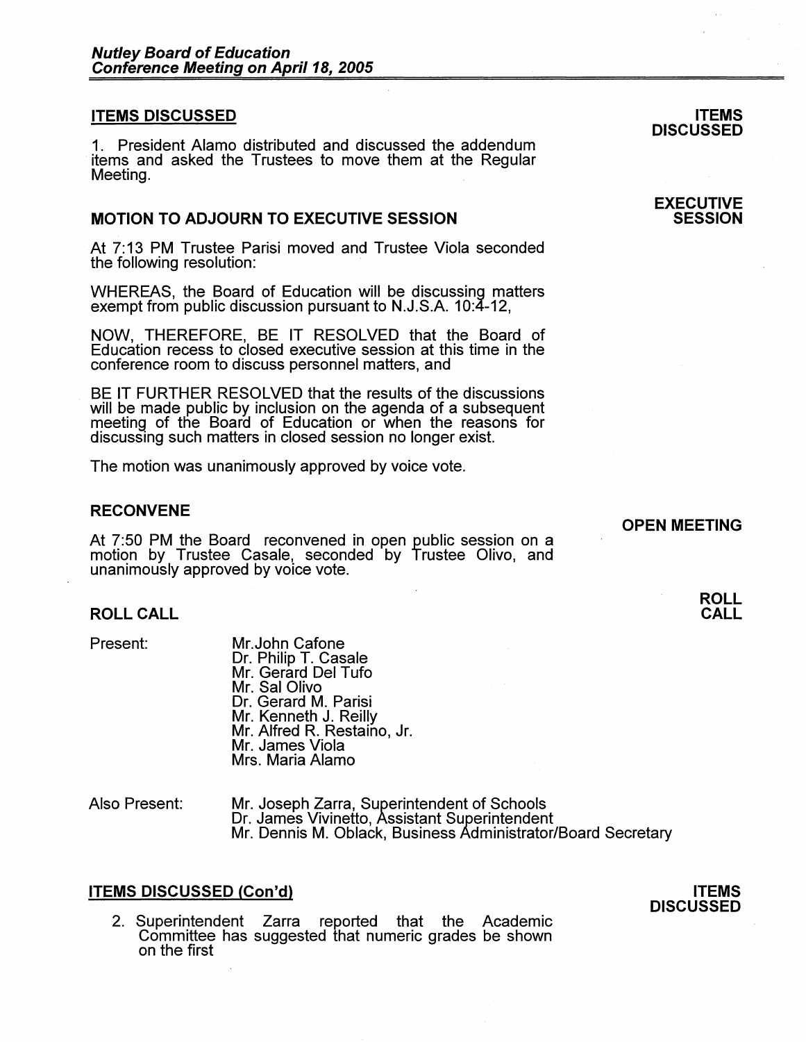## ITEMS DISCUSSED

**ITEMS DISCUSSED**

1. President Alamo distributed and discussed the addendum items and asked the Trustees to move them at the Regular Meeting.

**EXECUTIVE SESSION**

### MOTION TO ADJOURN TO EXECUTIVE SESSION

At 7:13 PM Trustee Parisi moved and Trustee Viola seconded the following resolution:

WHEREAS, the Board of Education will be discussing matters exempt from public discussion pursuant to N.J.S.A. 10:4-12,

NOW, THEREFORE, BE IT RESOLVED that the Board of Education recess to closed executive session at this time in the conference room to discuss personnel matters, and

BE IT FURTHER RESOLVED that the results of the discussions will be made public by inclusion on the agenda of a subsequent meeting of the Board of Education or when the reasons for discussing such matters in closed session no longer exist.

The motion was unanimously approved by voice vote.

**OPEN MEETING**

### RECONVENE

At 7:50 PM the Board reconvened in open public session on a motion by Trustee Casale, seconded by Trustee Olivo, and unanimously approved by voice vote.

**ROLL CALL**

### ROLL CALL

Present:

Mr. John Cafone
Dr. Philip T. Casale
Mr. Gerard Del Tufo
Mr. Sal Olivo
Dr. Gerard M. Parisi
Mr. Kenneth J. Reilly
Mr. Alfred R. Restaino, Jr.
Mr. James Viola
Mrs. Maria Alamo

Also Present:

Mr. Joseph Zarra, Superintendent of Schools
Dr. James Vivinetto, Assistant Superintendent
Mr. Dennis M. Oblack, Business Administrator/Board Secretary

**ITEMS DISCUSSED**

## ITEMS DISCUSSED (Con'd)

2. Superintendent Zarra reported that the Academic Committee has suggested that numeric grades be shown on the first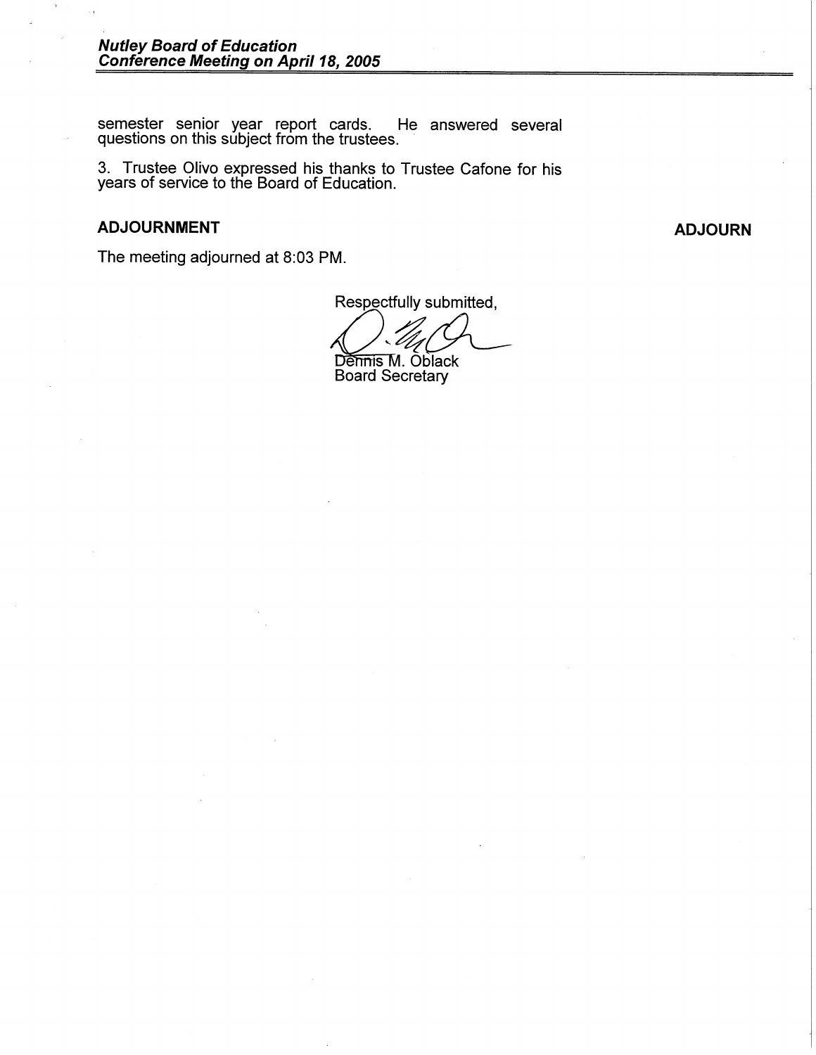semester senior year report cards. He answered several questions on this subject from the trustees.

3. Trustee Olivo expressed his thanks to Trustee Cafone for his years of service to the Board of Education.

**ADJOURNMENT** **ADJOURN**

The meeting adjourned at 8:03 PM.

Respectfully submitted,

Dennis M. Oblack
Board Secretary